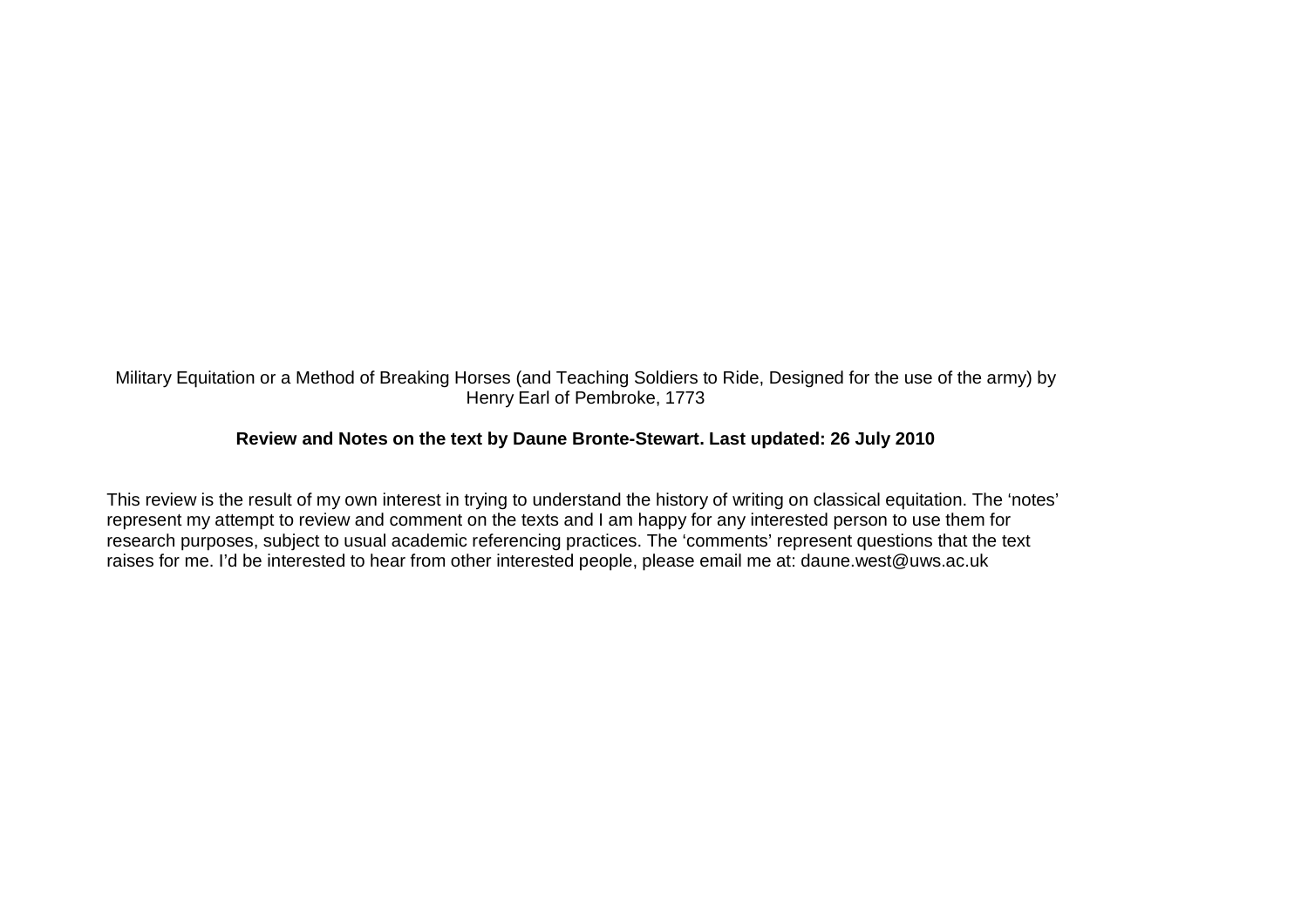Military Equitation or a Method of Breaking Horses (and Teaching Soldiers to Ride, Designed for the use of the army) by Henry Earl of Pembroke, 1773

**Review and Notes on the text by Daune Bronte-Stewart. Last updated: 26 July 2010**

This review is the result of my own interest in trying to understand the history of writing on classical equitation. The 'notes' represent my attempt to review and comment on the texts and I am happy for any interested person to use them for research purposes, subject to usual academic referencing practices. The 'comments' represent questions that the text raises for me. I'd be interested to hear from other interested people, please email me at: daune.west@uws.ac.uk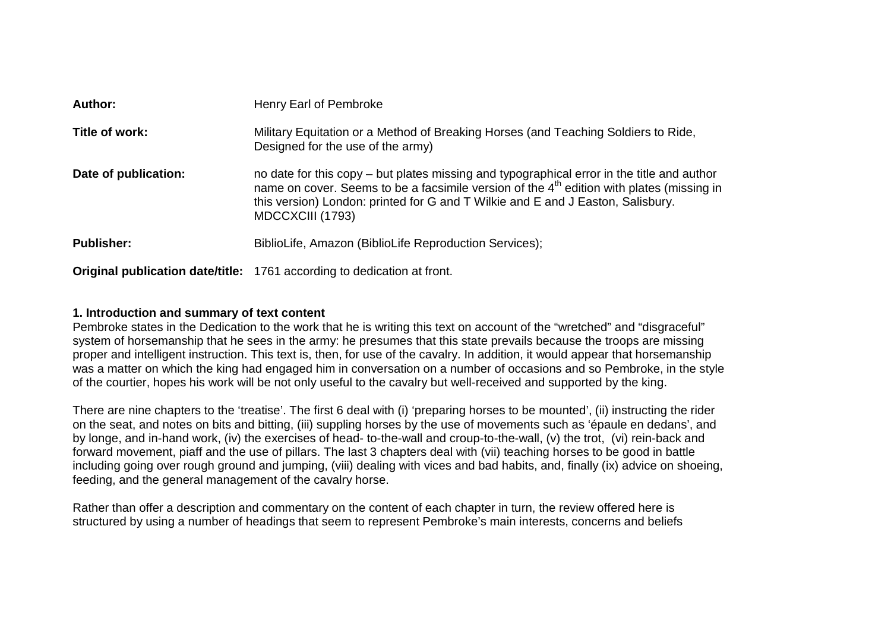| | |
|---|---|
| **Author:** | Henry Earl of Pembroke |
| **Title of work:** | Military Equitation or a Method of Breaking Horses (and Teaching Soldiers to Ride, Designed for the use of the army) |
| **Date of publication:** | no date for this copy – but plates missing and typographical error in the title and author name on cover. Seems to be a facsimile version of the 4th edition with plates (missing in this version) London: printed for G and T Wilkie and E and J Easton, Salisbury. MDCCXCIII (1793) |
| **Publisher:** | BiblioLife, Amazon (BiblioLife Reproduction Services); |
| **Original publication date/title:** | 1761 according to dedication at front. |

**1. Introduction and summary of text content**

Pembroke states in the Dedication to the work that he is writing this text on account of the "wretched" and "disgraceful" system of horsemanship that he sees in the army: he presumes that this state prevails because the troops are missing proper and intelligent instruction. This text is, then, for use of the cavalry. In addition, it would appear that horsemanship was a matter on which the king had engaged him in conversation on a number of occasions and so Pembroke, in the style of the courtier, hopes his work will be not only useful to the cavalry but well-received and supported by the king.

There are nine chapters to the 'treatise'. The first 6 deal with (i) 'preparing horses to be mounted', (ii) instructing the rider on the seat, and notes on bits and bitting, (iii) suppling horses by the use of movements such as 'épaule en dedans', and by longe, and in-hand work, (iv) the exercises of head- to-the-wall and croup-to-the-wall, (v) the trot, (vi) rein-back and forward movement, piaff and the use of pillars. The last 3 chapters deal with (vii) teaching horses to be good in battle including going over rough ground and jumping, (viii) dealing with vices and bad habits, and, finally (ix) advice on shoeing, feeding, and the general management of the cavalry horse.

Rather than offer a description and commentary on the content of each chapter in turn, the review offered here is structured by using a number of headings that seem to represent Pembroke's main interests, concerns and beliefs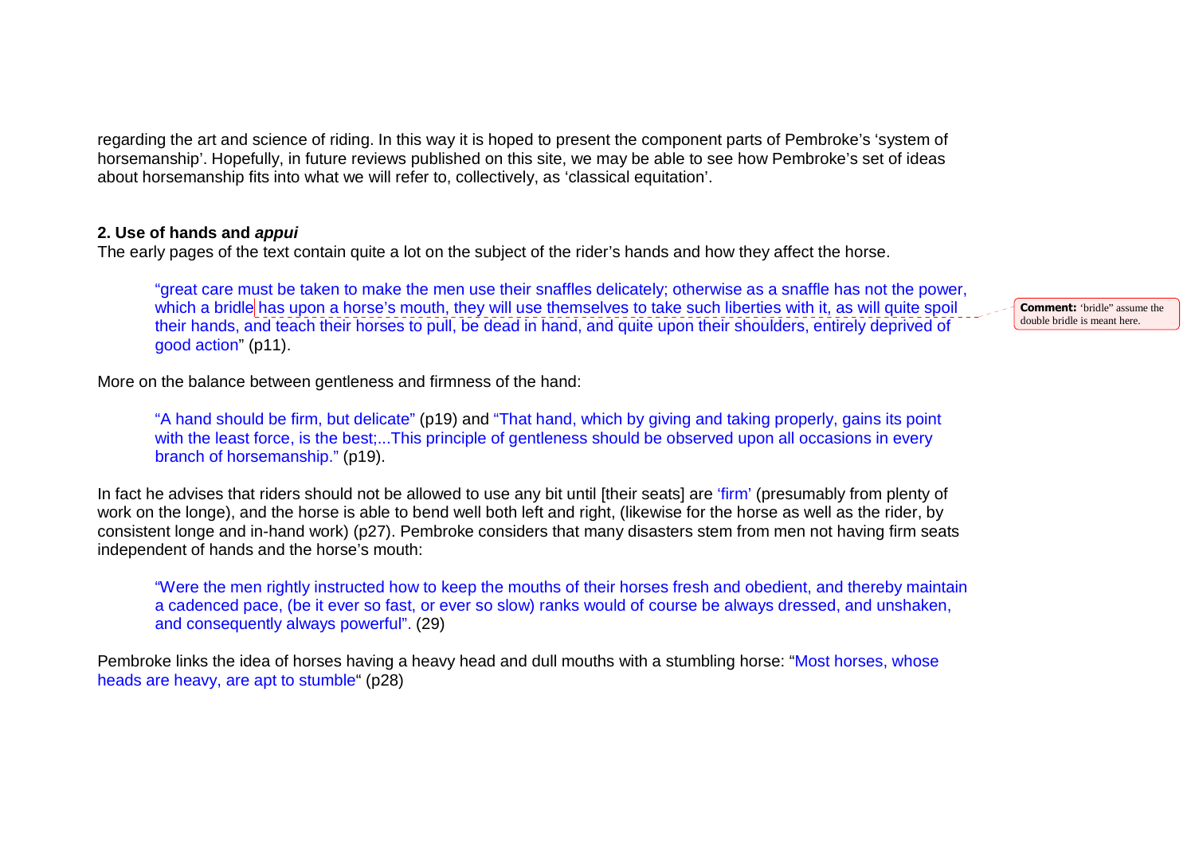regarding the art and science of riding. In this way it is hoped to present the component parts of Pembroke's 'system of horsemanship'. Hopefully, in future reviews published on this site, we may be able to see how Pembroke's set of ideas about horsemanship fits into what we will refer to, collectively, as 'classical equitation'.

**2. Use of hands and *appui***

The early pages of the text contain quite a lot on the subject of the rider's hands and how they affect the horse.

> "great care must be taken to make the men use their snaffles delicately; otherwise as a snaffle has not the power, which a bridle has upon a horse's mouth, they will use themselves to take such liberties with it, as will quite spoil their hands, and teach their horses to pull, be dead in hand, and quite upon their shoulders, entirely deprived of good action" (p11).

**Comment:** 'bridle" assume the double bridle is meant here.

More on the balance between gentleness and firmness of the hand:

> "A hand should be firm, but delicate" (p19) and "That hand, which by giving and taking properly, gains its point with the least force, is the best;...This principle of gentleness should be observed upon all occasions in every branch of horsemanship." (p19).

In fact he advises that riders should not be allowed to use any bit until [their seats] are 'firm' (presumably from plenty of work on the longe), and the horse is able to bend well both left and right, (likewise for the horse as well as the rider, by consistent longe and in-hand work) (p27). Pembroke considers that many disasters stem from men not having firm seats independent of hands and the horse's mouth:

> "Were the men rightly instructed how to keep the mouths of their horses fresh and obedient, and thereby maintain a cadenced pace, (be it ever so fast, or ever so slow) ranks would of course be always dressed, and unshaken, and consequently always powerful". (29)

Pembroke links the idea of horses having a heavy head and dull mouths with a stumbling horse: "Most horses, whose heads are heavy, are apt to stumble" (p28)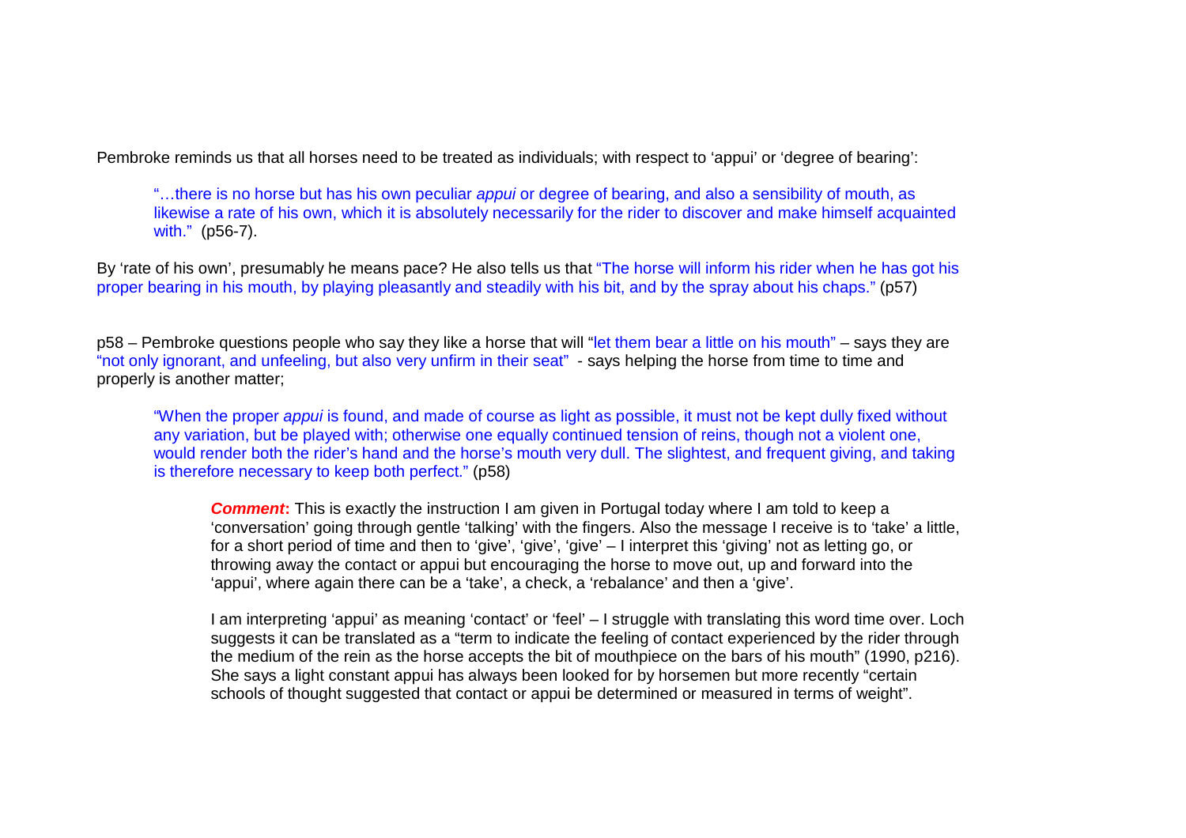Pembroke reminds us that all horses need to be treated as individuals; with respect to 'appui' or 'degree of bearing':

> "…there is no horse but has his own peculiar *appui* or degree of bearing, and also a sensibility of mouth, as likewise a rate of his own, which it is absolutely necessarily for the rider to discover and make himself acquainted with." (p56-7).

By 'rate of his own', presumably he means pace? He also tells us that "The horse will inform his rider when he has got his proper bearing in his mouth, by playing pleasantly and steadily with his bit, and by the spray about his chaps." (p57)

p58 – Pembroke questions people who say they like a horse that will "let them bear a little on his mouth" – says they are "not only ignorant, and unfeeling, but also very unfirm in their seat" - says helping the horse from time to time and properly is another matter;

> "When the proper *appui* is found, and made of course as light as possible, it must not be kept dully fixed without any variation, but be played with; otherwise one equally continued tension of reins, though not a violent one, would render both the rider's hand and the horse's mouth very dull. The slightest, and frequent giving, and taking is therefore necessary to keep both perfect." (p58)

> ***Comment*:** This is exactly the instruction I am given in Portugal today where I am told to keep a 'conversation' going through gentle 'talking' with the fingers. Also the message I receive is to 'take' a little, for a short period of time and then to 'give', 'give', 'give' – I interpret this 'giving' not as letting go, or throwing away the contact or appui but encouraging the horse to move out, up and forward into the 'appui', where again there can be a 'take', a check, a 'rebalance' and then a 'give'.
>
> I am interpreting 'appui' as meaning 'contact' or 'feel' – I struggle with translating this word time over. Loch suggests it can be translated as a "term to indicate the feeling of contact experienced by the rider through the medium of the rein as the horse accepts the bit of mouthpiece on the bars of his mouth" (1990, p216). She says a light constant appui has always been looked for by horsemen but more recently "certain schools of thought suggested that contact or appui be determined or measured in terms of weight".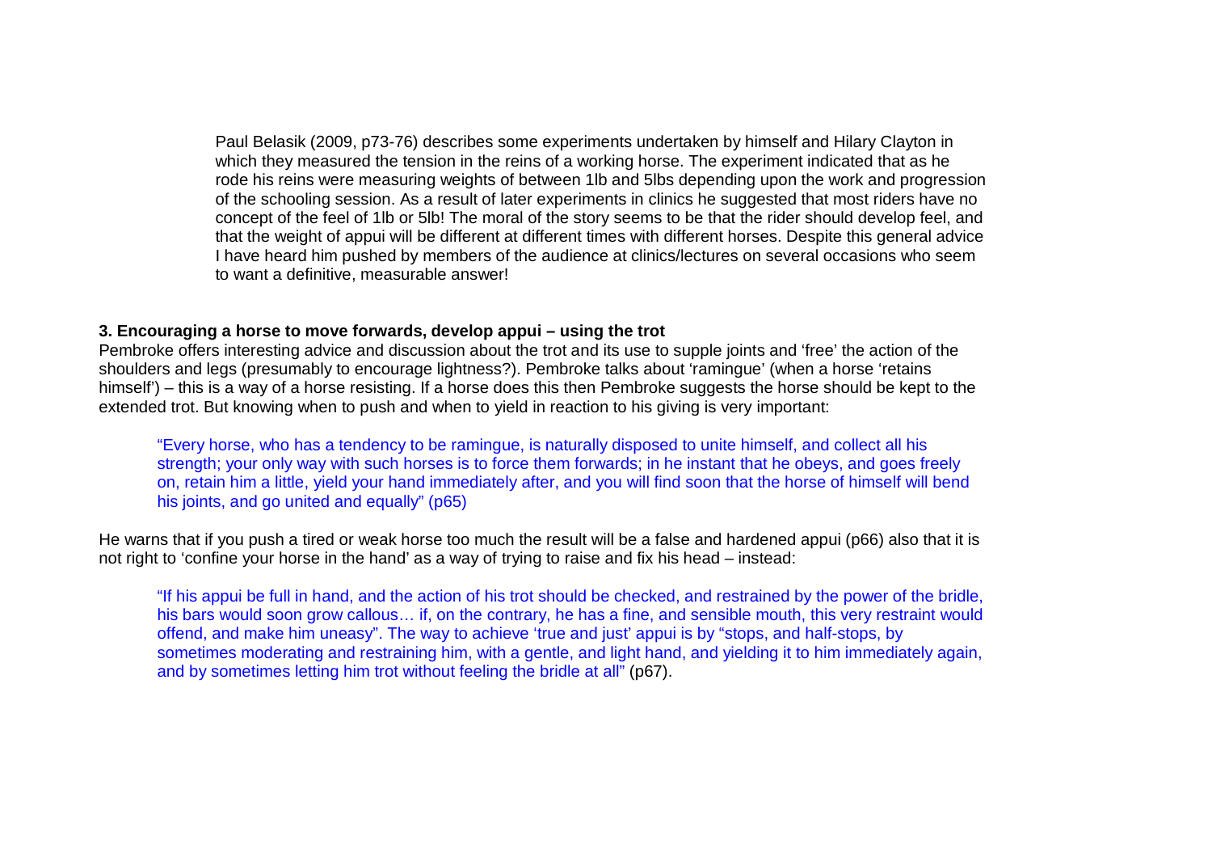> Paul Belasik (2009, p73-76) describes some experiments undertaken by himself and Hilary Clayton in which they measured the tension in the reins of a working horse. The experiment indicated that as he rode his reins were measuring weights of between 1lb and 5lbs depending upon the work and progression of the schooling session. As a result of later experiments in clinics he suggested that most riders have no concept of the feel of 1lb or 5lb! The moral of the story seems to be that the rider should develop feel, and that the weight of appui will be different at different times with different horses. Despite this general advice I have heard him pushed by members of the audience at clinics/lectures on several occasions who seem to want a definitive, measurable answer!

**3. Encouraging a horse to move forwards, develop appui – using the trot**

Pembroke offers interesting advice and discussion about the trot and its use to supple joints and 'free' the action of the shoulders and legs (presumably to encourage lightness?). Pembroke talks about 'ramingue' (when a horse 'retains himself') – this is a way of a horse resisting. If a horse does this then Pembroke suggests the horse should be kept to the extended trot. But knowing when to push and when to yield in reaction to his giving is very important:

> "Every horse, who has a tendency to be ramingue, is naturally disposed to unite himself, and collect all his strength; your only way with such horses is to force them forwards; in he instant that he obeys, and goes freely on, retain him a little, yield your hand immediately after, and you will find soon that the horse of himself will bend his joints, and go united and equally" (p65)

He warns that if you push a tired or weak horse too much the result will be a false and hardened appui (p66) also that it is not right to 'confine your horse in the hand' as a way of trying to raise and fix his head – instead:

> "If his appui be full in hand, and the action of his trot should be checked, and restrained by the power of the bridle, his bars would soon grow callous… if, on the contrary, he has a fine, and sensible mouth, this very restraint would offend, and make him uneasy". The way to achieve 'true and just' appui is by "stops, and half-stops, by sometimes moderating and restraining him, with a gentle, and light hand, and yielding it to him immediately again, and by sometimes letting him trot without feeling the bridle at all" (p67).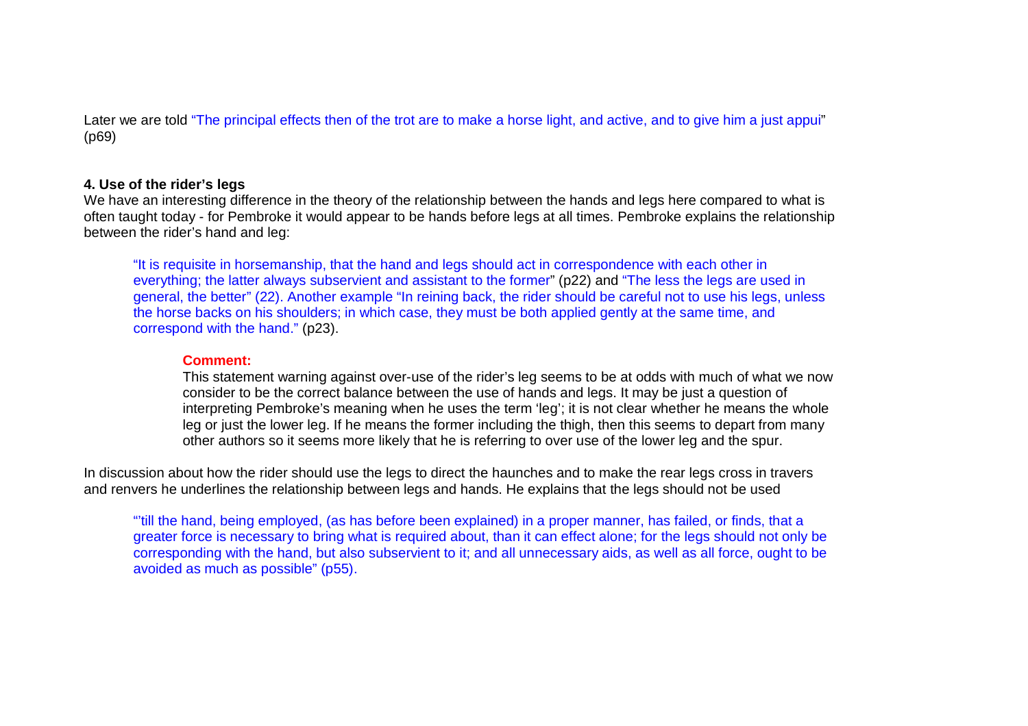Later we are told "The principal effects then of the trot are to make a horse light, and active, and to give him a just appui" (p69)

**4. Use of the rider's legs**

We have an interesting difference in the theory of the relationship between the hands and legs here compared to what is often taught today - for Pembroke it would appear to be hands before legs at all times. Pembroke explains the relationship between the rider's hand and leg:

> "It is requisite in horsemanship, that the hand and legs should act in correspondence with each other in everything; the latter always subservient and assistant to the former" (p22) and "The less the legs are used in general, the better" (22). Another example "In reining back, the rider should be careful not to use his legs, unless the horse backs on his shoulders; in which case, they must be both applied gently at the same time, and correspond with the hand." (p23).
>
> > **Comment:**
> >
> > This statement warning against over-use of the rider's leg seems to be at odds with much of what we now consider to be the correct balance between the use of hands and legs. It may be just a question of interpreting Pembroke's meaning when he uses the term 'leg'; it is not clear whether he means the whole leg or just the lower leg. If he means the former including the thigh, then this seems to depart from many other authors so it seems more likely that he is referring to over use of the lower leg and the spur.

In discussion about how the rider should use the legs to direct the haunches and to make the rear legs cross in travers and renvers he underlines the relationship between legs and hands. He explains that the legs should not be used

> "'till the hand, being employed, (as has before been explained) in a proper manner, has failed, or finds, that a greater force is necessary to bring what is required about, than it can effect alone; for the legs should not only be corresponding with the hand, but also subservient to it; and all unnecessary aids, as well as all force, ought to be avoided as much as possible" (p55).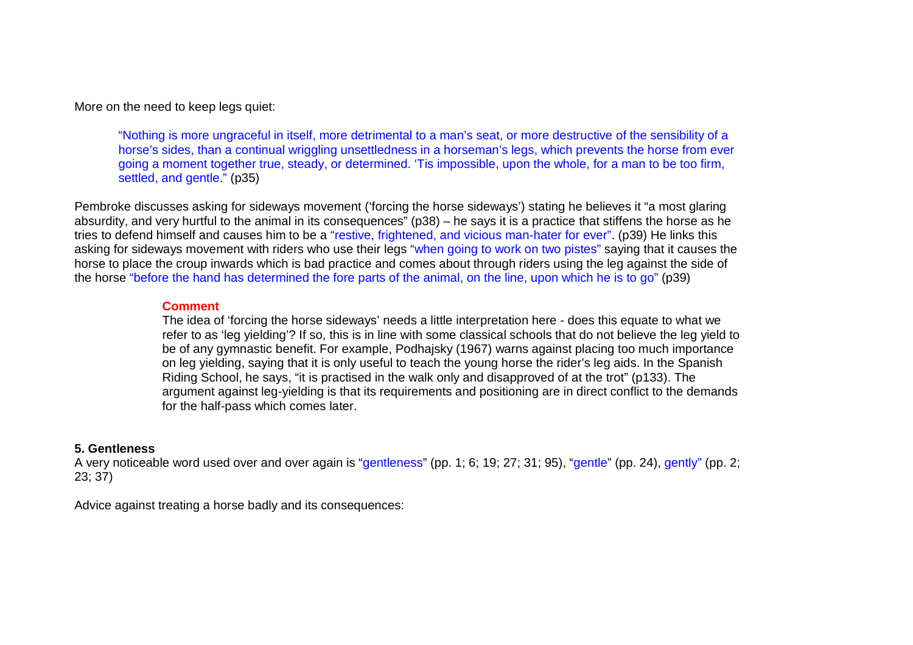More on the need to keep legs quiet:

> "Nothing is more ungraceful in itself, more detrimental to a man's seat, or more destructive of the sensibility of a horse's sides, than a continual wriggling unsettledness in a horseman's legs, which prevents the horse from ever going a moment together true, steady, or determined. 'Tis impossible, upon the whole, for a man to be too firm, settled, and gentle." (p35)

Pembroke discusses asking for sideways movement ('forcing the horse sideways') stating he believes it "a most glaring absurdity, and very hurtful to the animal in its consequences" (p38) – he says it is a practice that stiffens the horse as he tries to defend himself and causes him to be a "restive, frightened, and vicious man-hater for ever". (p39) He links this asking for sideways movement with riders who use their legs "when going to work on two pistes" saying that it causes the horse to place the croup inwards which is bad practice and comes about through riders using the leg against the side of the horse "before the hand has determined the fore parts of the animal, on the line, upon which he is to go" (p39)

> **Comment**
>
> The idea of 'forcing the horse sideways' needs a little interpretation here - does this equate to what we refer to as 'leg yielding'? If so, this is in line with some classical schools that do not believe the leg yield to be of any gymnastic benefit. For example, Podhajsky (1967) warns against placing too much importance on leg yielding, saying that it is only useful to teach the young horse the rider's leg aids. In the Spanish Riding School, he says, "it is practised in the walk only and disapproved of at the trot" (p133). The argument against leg-yielding is that its requirements and positioning are in direct conflict to the demands for the half-pass which comes later.

**5. Gentleness**

A very noticeable word used over and over again is "gentleness" (pp. 1; 6; 19; 27; 31; 95), "gentle" (pp. 24), gently" (pp. 2; 23; 37)

Advice against treating a horse badly and its consequences: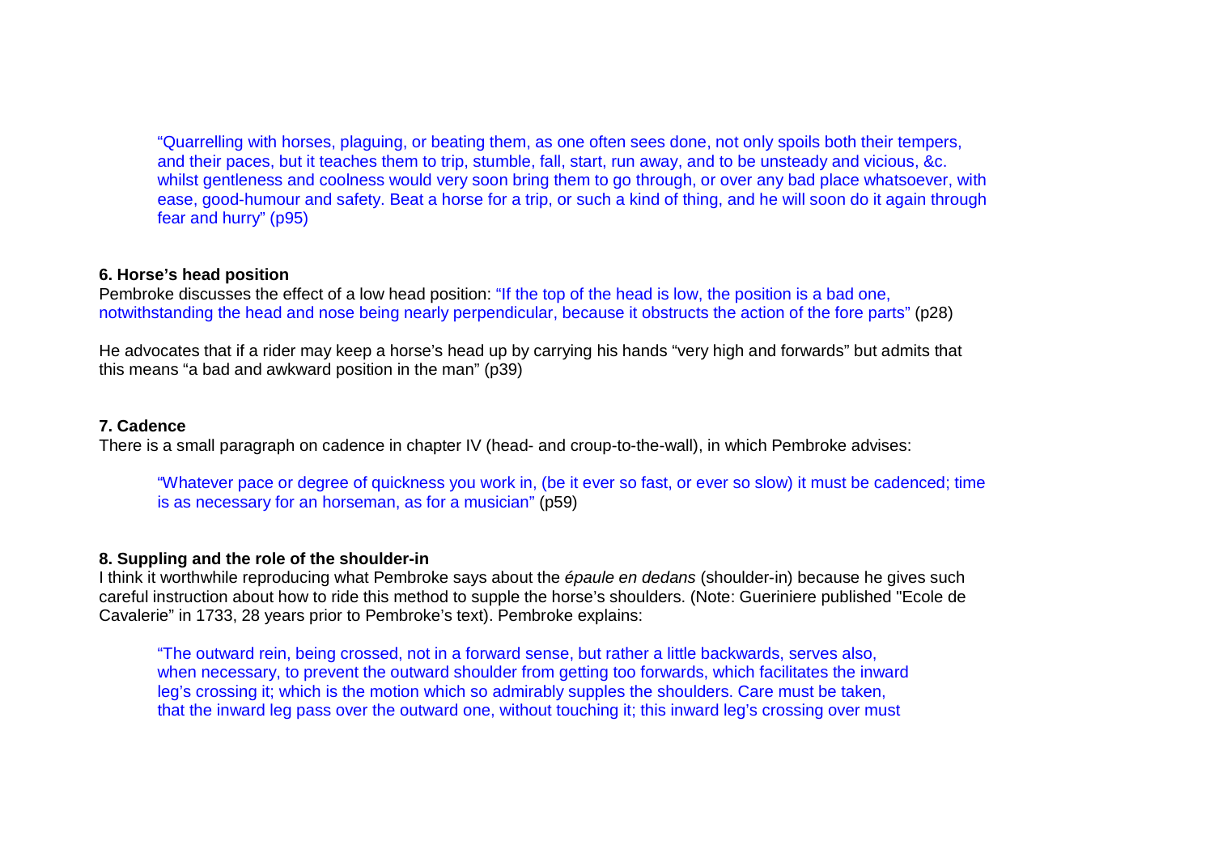> "Quarrelling with horses, plaguing, or beating them, as one often sees done, not only spoils both their tempers, and their paces, but it teaches them to trip, stumble, fall, start, run away, and to be unsteady and vicious, &c. whilst gentleness and coolness would very soon bring them to go through, or over any bad place whatsoever, with ease, good-humour and safety. Beat a horse for a trip, or such a kind of thing, and he will soon do it again through fear and hurry" (p95)

**6. Horse's head position**

Pembroke discusses the effect of a low head position: "If the top of the head is low, the position is a bad one, notwithstanding the head and nose being nearly perpendicular, because it obstructs the action of the fore parts" (p28)

He advocates that if a rider may keep a horse's head up by carrying his hands "very high and forwards" but admits that this means "a bad and awkward position in the man" (p39)

**7. Cadence**

There is a small paragraph on cadence in chapter IV (head- and croup-to-the-wall), in which Pembroke advises:

> "Whatever pace or degree of quickness you work in, (be it ever so fast, or ever so slow) it must be cadenced; time is as necessary for an horseman, as for a musician" (p59)

**8. Suppling and the role of the shoulder-in**

I think it worthwhile reproducing what Pembroke says about the *épaule en dedans* (shoulder-in) because he gives such careful instruction about how to ride this method to supple the horse's shoulders. (Note: Gueriniere published "Ecole de Cavalerie" in 1733, 28 years prior to Pembroke's text). Pembroke explains:

> "The outward rein, being crossed, not in a forward sense, but rather a little backwards, serves also, when necessary, to prevent the outward shoulder from getting too forwards, which facilitates the inward leg's crossing it; which is the motion which so admirably supples the shoulders. Care must be taken, that the inward leg pass over the outward one, without touching it; this inward leg's crossing over must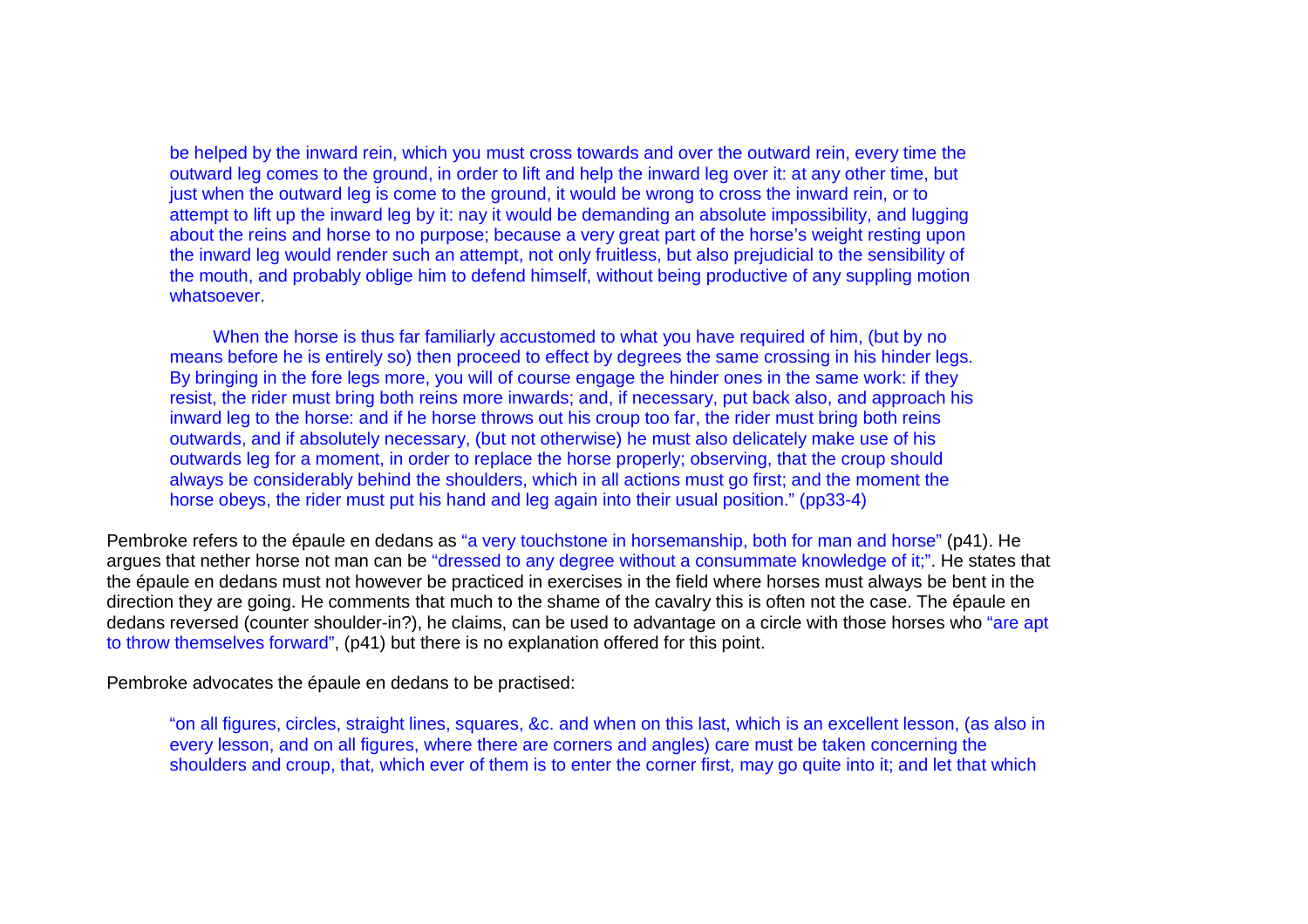> be helped by the inward rein, which you must cross towards and over the outward rein, every time the outward leg comes to the ground, in order to lift and help the inward leg over it: at any other time, but just when the outward leg is come to the ground, it would be wrong to cross the inward rein, or to attempt to lift up the inward leg by it: nay it would be demanding an absolute impossibility, and lugging about the reins and horse to no purpose; because a very great part of the horse's weight resting upon the inward leg would render such an attempt, not only fruitless, but also prejudicial to the sensibility of the mouth, and probably oblige him to defend himself, without being productive of any suppling motion whatsoever.
>
> When the horse is thus far familiarly accustomed to what you have required of him, (but by no means before he is entirely so) then proceed to effect by degrees the same crossing in his hinder legs. By bringing in the fore legs more, you will of course engage the hinder ones in the same work: if they resist, the rider must bring both reins more inwards; and, if necessary, put back also, and approach his inward leg to the horse: and if he horse throws out his croup too far, the rider must bring both reins outwards, and if absolutely necessary, (but not otherwise) he must also delicately make use of his outwards leg for a moment, in order to replace the horse properly; observing, that the croup should always be considerably behind the shoulders, which in all actions must go first; and the moment the horse obeys, the rider must put his hand and leg again into their usual position." (pp33-4)

Pembroke refers to the épaule en dedans as "a very touchstone in horsemanship, both for man and horse" (p41). He argues that nether horse not man can be "dressed to any degree without a consummate knowledge of it;". He states that the épaule en dedans must not however be practiced in exercises in the field where horses must always be bent in the direction they are going. He comments that much to the shame of the cavalry this is often not the case. The épaule en dedans reversed (counter shoulder-in?), he claims, can be used to advantage on a circle with those horses who "are apt to throw themselves forward", (p41) but there is no explanation offered for this point.

Pembroke advocates the épaule en dedans to be practised:

> "on all figures, circles, straight lines, squares, &c. and when on this last, which is an excellent lesson, (as also in every lesson, and on all figures, where there are corners and angles) care must be taken concerning the shoulders and croup, that, which ever of them is to enter the corner first, may go quite into it; and let that which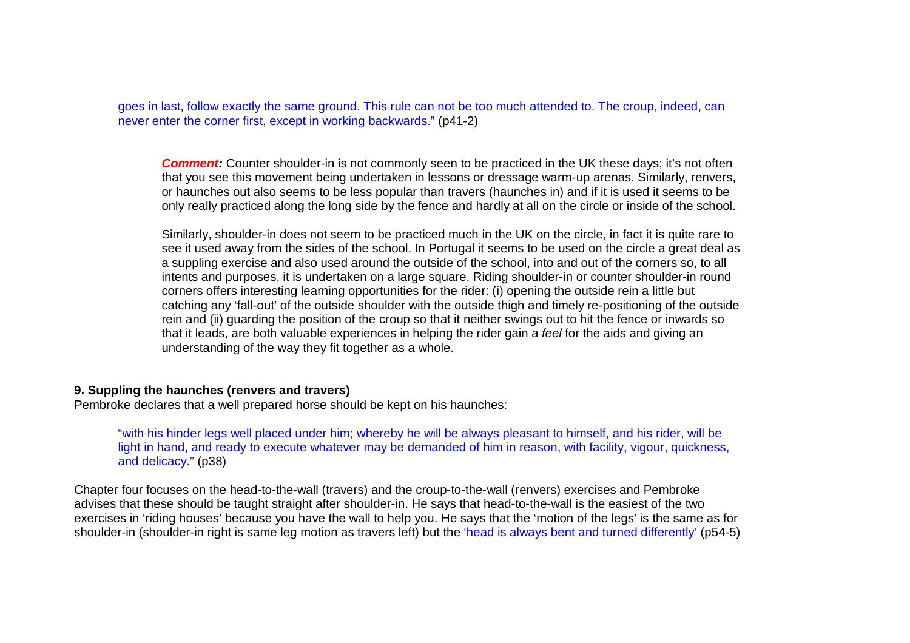goes in last, follow exactly the same ground. This rule can not be too much attended to. The croup, indeed, can never enter the corner first, except in working backwards." (p41-2)

> ***Comment:*** Counter shoulder-in is not commonly seen to be practiced in the UK these days; it's not often that you see this movement being undertaken in lessons or dressage warm-up arenas. Similarly, renvers, or haunches out also seems to be less popular than travers (haunches in) and if it is used it seems to be only really practiced along the long side by the fence and hardly at all on the circle or inside of the school.
>
> Similarly, shoulder-in does not seem to be practiced much in the UK on the circle, in fact it is quite rare to see it used away from the sides of the school. In Portugal it seems to be used on the circle a great deal as a suppling exercise and also used around the outside of the school, into and out of the corners so, to all intents and purposes, it is undertaken on a large square. Riding shoulder-in or counter shoulder-in round corners offers interesting learning opportunities for the rider: (i) opening the outside rein a little but catching any 'fall-out' of the outside shoulder with the outside thigh and timely re-positioning of the outside rein and (ii) guarding the position of the croup so that it neither swings out to hit the fence or inwards so that it leads, are both valuable experiences in helping the rider gain a *feel* for the aids and giving an understanding of the way they fit together as a whole.

**9. Suppling the haunches (renvers and travers)**

Pembroke declares that a well prepared horse should be kept on his haunches:

> "with his hinder legs well placed under him; whereby he will be always pleasant to himself, and his rider, will be light in hand, and ready to execute whatever may be demanded of him in reason, with facility, vigour, quickness, and delicacy." (p38)

Chapter four focuses on the head-to-the-wall (travers) and the croup-to-the-wall (renvers) exercises and Pembroke advises that these should be taught straight after shoulder-in. He says that head-to-the-wall is the easiest of the two exercises in 'riding houses' because you have the wall to help you. He says that the 'motion of the legs' is the same as for shoulder-in (shoulder-in right is same leg motion as travers left) but the 'head is always bent and turned differently' (p54-5)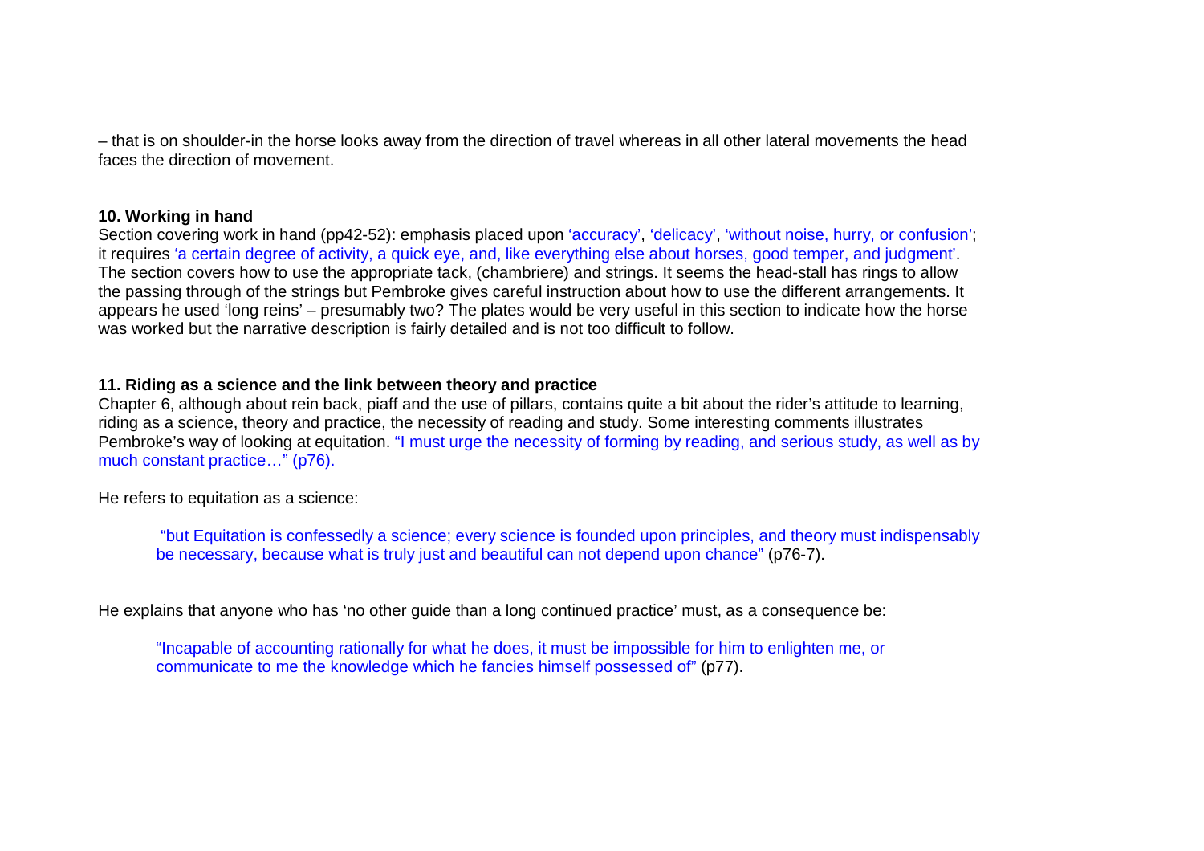– that is on shoulder-in the horse looks away from the direction of travel whereas in all other lateral movements the head faces the direction of movement.

**10. Working in hand**

Section covering work in hand (pp42-52): emphasis placed upon 'accuracy', 'delicacy', 'without noise, hurry, or confusion'; it requires 'a certain degree of activity, a quick eye, and, like everything else about horses, good temper, and judgment'. The section covers how to use the appropriate tack, (chambriere) and strings. It seems the head-stall has rings to allow the passing through of the strings but Pembroke gives careful instruction about how to use the different arrangements. It appears he used 'long reins' – presumably two? The plates would be very useful in this section to indicate how the horse was worked but the narrative description is fairly detailed and is not too difficult to follow.

**11. Riding as a science and the link between theory and practice**

Chapter 6, although about rein back, piaff and the use of pillars, contains quite a bit about the rider's attitude to learning, riding as a science, theory and practice, the necessity of reading and study. Some interesting comments illustrates Pembroke's way of looking at equitation. "I must urge the necessity of forming by reading, and serious study, as well as by much constant practice…" (p76).

He refers to equitation as a science:

> "but Equitation is confessedly a science; every science is founded upon principles, and theory must indispensably be necessary, because what is truly just and beautiful can not depend upon chance" (p76-7).

He explains that anyone who has 'no other guide than a long continued practice' must, as a consequence be:

> "Incapable of accounting rationally for what he does, it must be impossible for him to enlighten me, or communicate to me the knowledge which he fancies himself possessed of" (p77).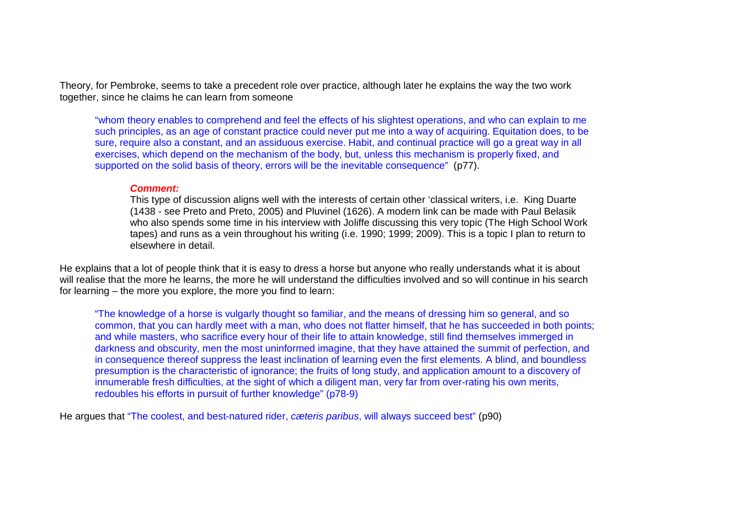Theory, for Pembroke, seems to take a precedent role over practice, although later he explains the way the two work together, since he claims he can learn from someone

> "whom theory enables to comprehend and feel the effects of his slightest operations, and who can explain to me such principles, as an age of constant practice could never put me into a way of acquiring. Equitation does, to be sure, require also a constant, and an assiduous exercise. Habit, and continual practice will go a great way in all exercises, which depend on the mechanism of the body, but, unless this mechanism is properly fixed, and supported on the solid basis of theory, errors will be the inevitable consequence" (p77).

> ***Comment:***
> This type of discussion aligns well with the interests of certain other 'classical writers, i.e. King Duarte (1438 - see Preto and Preto, 2005) and Pluvinel (1626). A modern link can be made with Paul Belasik who also spends some time in his interview with Joliffe discussing this very topic (The High School Work tapes) and runs as a vein throughout his writing (i.e. 1990; 1999; 2009). This is a topic I plan to return to elsewhere in detail.

He explains that a lot of people think that it is easy to dress a horse but anyone who really understands what it is about will realise that the more he learns, the more he will understand the difficulties involved and so will continue in his search for learning – the more you explore, the more you find to learn:

> "The knowledge of a horse is vulgarly thought so familiar, and the means of dressing him so general, and so common, that you can hardly meet with a man, who does not flatter himself, that he has succeeded in both points; and while masters, who sacrifice every hour of their life to attain knowledge, still find themselves immerged in darkness and obscurity, men the most uninformed imagine, that they have attained the summit of perfection, and in consequence thereof suppress the least inclination of learning even the first elements. A blind, and boundless presumption is the characteristic of ignorance; the fruits of long study, and application amount to a discovery of innumerable fresh difficulties, at the sight of which a diligent man, very far from over-rating his own merits, redoubles his efforts in pursuit of further knowledge" (p78-9)

He argues that "The coolest, and best-natured rider, *cæteris paribus*, will always succeed best" (p90)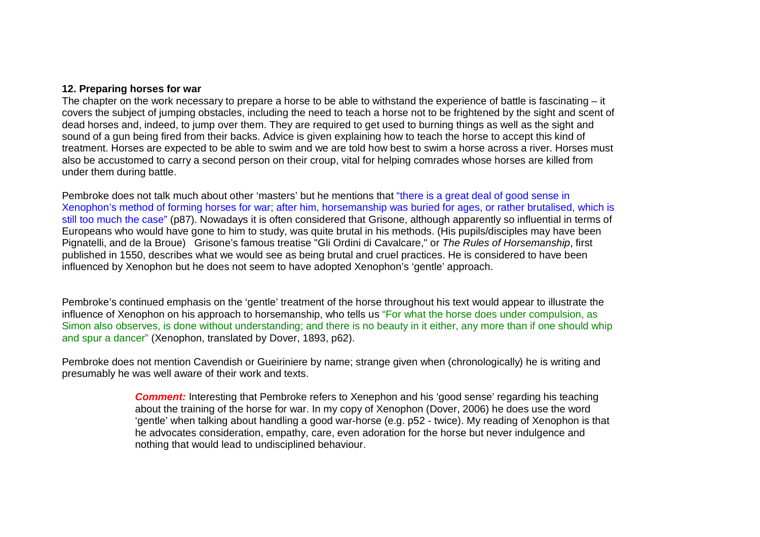**12. Preparing horses for war**

The chapter on the work necessary to prepare a horse to be able to withstand the experience of battle is fascinating – it covers the subject of jumping obstacles, including the need to teach a horse not to be frightened by the sight and scent of dead horses and, indeed, to jump over them. They are required to get used to burning things as well as the sight and sound of a gun being fired from their backs. Advice is given explaining how to teach the horse to accept this kind of treatment. Horses are expected to be able to swim and we are told how best to swim a horse across a river. Horses must also be accustomed to carry a second person on their croup, vital for helping comrades whose horses are killed from under them during battle.

Pembroke does not talk much about other 'masters' but he mentions that "there is a great deal of good sense in Xenophon's method of forming horses for war; after him, horsemanship was buried for ages, or rather brutalised, which is still too much the case" (p87). Nowadays it is often considered that Grisone, although apparently so influential in terms of Europeans who would have gone to him to study, was quite brutal in his methods. (His pupils/disciples may have been Pignatelli, and de la Broue) Grisone's famous treatise "Gli Ordini di Cavalcare," or *The Rules of Horsemanship*, first published in 1550, describes what we would see as being brutal and cruel practices. He is considered to have been influenced by Xenophon but he does not seem to have adopted Xenophon's 'gentle' approach.

Pembroke's continued emphasis on the 'gentle' treatment of the horse throughout his text would appear to illustrate the influence of Xenophon on his approach to horsemanship, who tells us "For what the horse does under compulsion, as Simon also observes, is done without understanding; and there is no beauty in it either, any more than if one should whip and spur a dancer" (Xenophon, translated by Dover, 1893, p62).

Pembroke does not mention Cavendish or Gueiriniere by name; strange given when (chronologically) he is writing and presumably he was well aware of their work and texts.

> ***Comment:*** Interesting that Pembroke refers to Xenephon and his 'good sense' regarding his teaching about the training of the horse for war. In my copy of Xenophon (Dover, 2006) he does use the word 'gentle' when talking about handling a good war-horse (e.g. p52 - twice). My reading of Xenophon is that he advocates consideration, empathy, care, even adoration for the horse but never indulgence and nothing that would lead to undisciplined behaviour.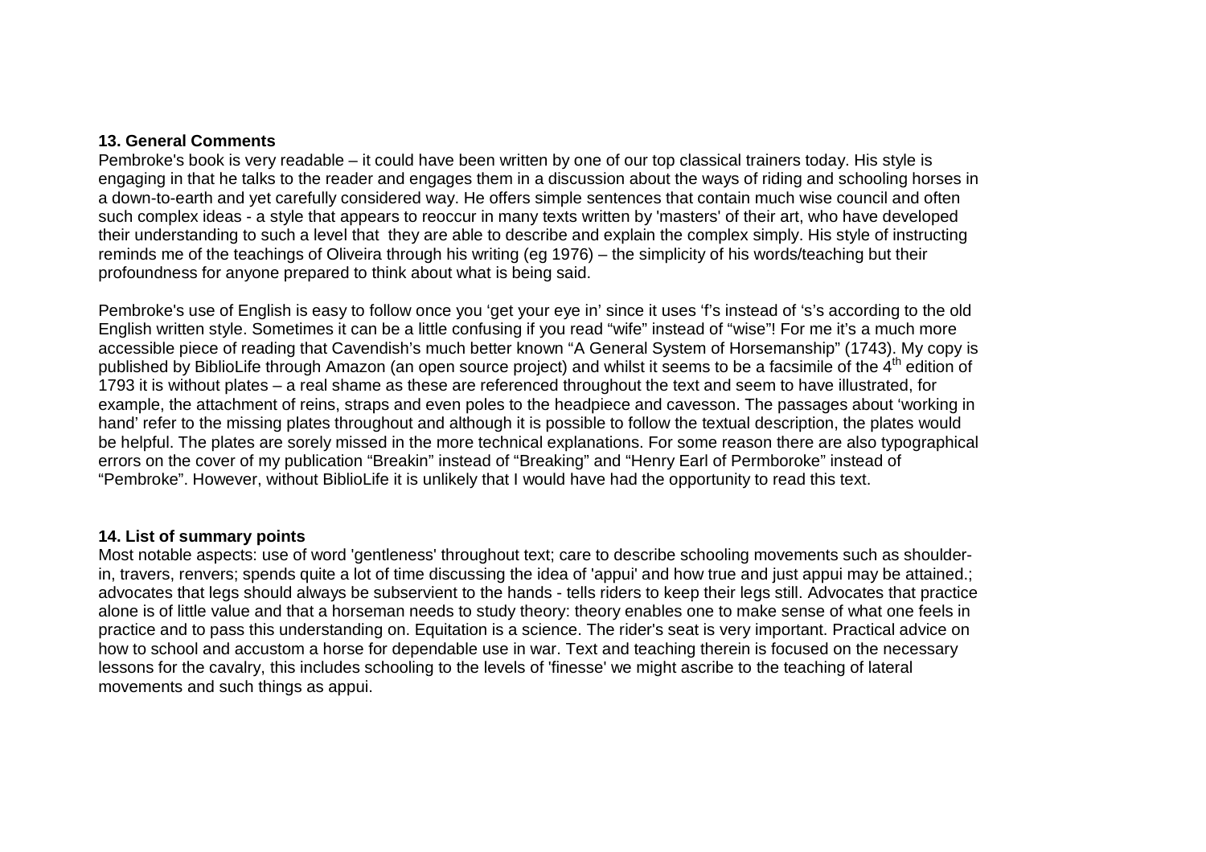**13. General Comments**

Pembroke's book is very readable – it could have been written by one of our top classical trainers today. His style is engaging in that he talks to the reader and engages them in a discussion about the ways of riding and schooling horses in a down-to-earth and yet carefully considered way. He offers simple sentences that contain much wise council and often such complex ideas - a style that appears to reoccur in many texts written by 'masters' of their art, who have developed their understanding to such a level that they are able to describe and explain the complex simply. His style of instructing reminds me of the teachings of Oliveira through his writing (eg 1976) – the simplicity of his words/teaching but their profoundness for anyone prepared to think about what is being said.

Pembroke's use of English is easy to follow once you 'get your eye in' since it uses 'f's instead of 's's according to the old English written style. Sometimes it can be a little confusing if you read "wife" instead of "wise"! For me it's a much more accessible piece of reading that Cavendish's much better known "A General System of Horsemanship" (1743). My copy is published by BiblioLife through Amazon (an open source project) and whilst it seems to be a facsimile of the 4th edition of 1793 it is without plates – a real shame as these are referenced throughout the text and seem to have illustrated, for example, the attachment of reins, straps and even poles to the headpiece and cavesson. The passages about 'working in hand' refer to the missing plates throughout and although it is possible to follow the textual description, the plates would be helpful. The plates are sorely missed in the more technical explanations. For some reason there are also typographical errors on the cover of my publication "Breakin" instead of "Breaking" and "Henry Earl of Permboroke" instead of "Pembroke". However, without BiblioLife it is unlikely that I would have had the opportunity to read this text.

**14. List of summary points**

Most notable aspects: use of word 'gentleness' throughout text; care to describe schooling movements such as shoulder-in, travers, renvers; spends quite a lot of time discussing the idea of 'appui' and how true and just appui may be attained.; advocates that legs should always be subservient to the hands - tells riders to keep their legs still. Advocates that practice alone is of little value and that a horseman needs to study theory: theory enables one to make sense of what one feels in practice and to pass this understanding on. Equitation is a science. The rider's seat is very important. Practical advice on how to school and accustom a horse for dependable use in war. Text and teaching therein is focused on the necessary lessons for the cavalry, this includes schooling to the levels of 'finesse' we might ascribe to the teaching of lateral movements and such things as appui.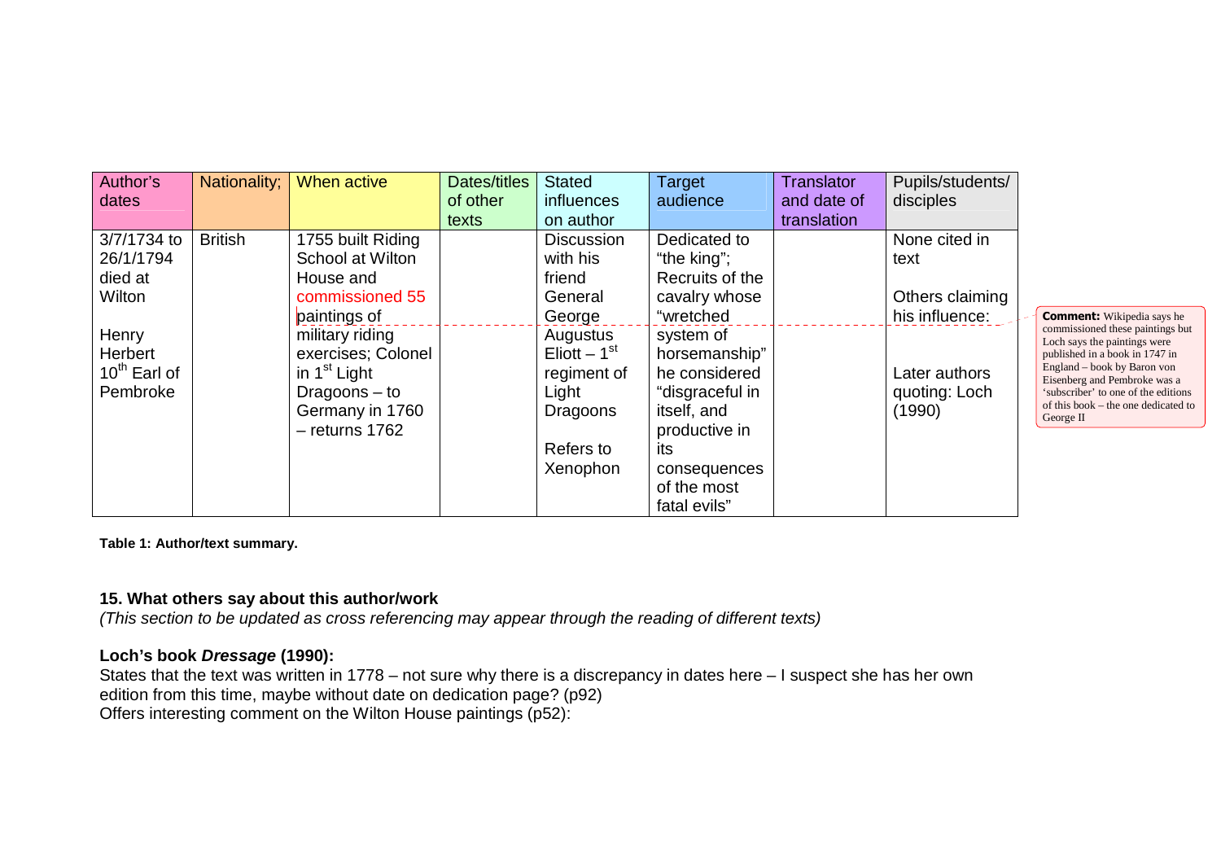| Author's dates | Nationality; | When active | Dates/titles of other texts | Stated influences on author | Target audience | Translator and date of translation | Pupils/students/ disciples |
|---|---|---|---|---|---|---|---|
| 3/7/1734 to 26/1/1794 died at Wilton<br><br>Henry Herbert 10th Earl of Pembroke | British | 1755 built Riding School at Wilton House and commissioned 55 paintings of military riding exercises; Colonel in 1st Light Dragoons – to Germany in 1760 – returns 1762 | | Discussion with his friend General George Augustus Eliott – 1st regiment of Light Dragoons<br><br>Refers to Xenophon | Dedicated to "the king"; Recruits of the cavalry whose "wretched system of horsemanship" he considered "disgraceful in itself, and productive in its consequences of the most fatal evils" | | None cited in text<br><br>Others claiming his influence:<br><br>Later authors quoting: Loch (1990) |

**Comment:** Wikipedia says he commissioned these paintings but Loch says the paintings were published in a book in 1747 in England – book by Baron von Eisenberg and Pembroke was a 'subscriber' to one of the editions of this book – the one dedicated to George II

**Table 1: Author/text summary.**

### 15. What others say about this author/work

*(This section to be updated as cross referencing may appear through the reading of different texts)*

**Loch's book *Dressage* (1990):**

States that the text was written in 1778 – not sure why there is a discrepancy in dates here – I suspect she has her own edition from this time, maybe without date on dedication page? (p92)
Offers interesting comment on the Wilton House paintings (p52):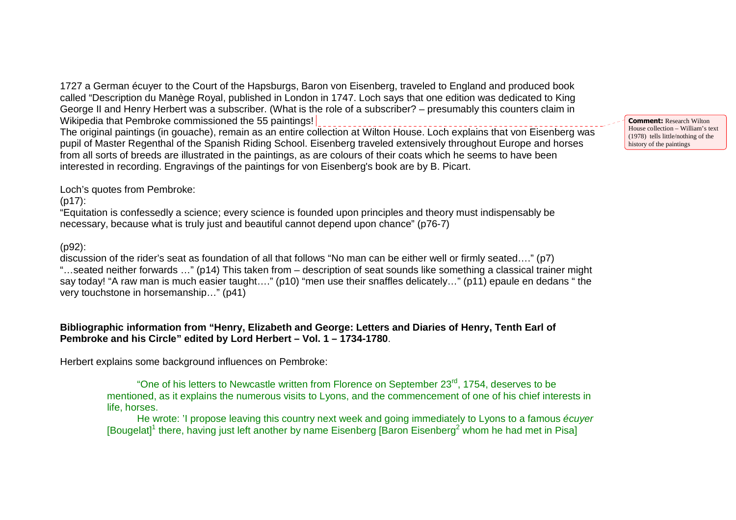1727 a German écuyer to the Court of the Hapsburgs, Baron von Eisenberg, traveled to England and produced book called "Description du Manège Royal, published in London in 1747. Loch says that one edition was dedicated to King George II and Henry Herbert was a subscriber. (What is the role of a subscriber? – presumably this counters claim in Wikipedia that Pembroke commissioned the 55 paintings!

The original paintings (in gouache), remain as an entire collection at Wilton House. Loch explains that von Eisenberg was pupil of Master Regenthal of the Spanish Riding School. Eisenberg traveled extensively throughout Europe and horses from all sorts of breeds are illustrated in the paintings, as are colours of their coats which he seems to have been interested in recording. Engravings of the paintings for von Eisenberg's book are by B. Picart.

**Comment:** Research Wilton House collection – William's text (1978) tells little/nothing of the history of the paintings

Loch's quotes from Pembroke:

(p17):

"Equitation is confessedly a science; every science is founded upon principles and theory must indispensably be necessary, because what is truly just and beautiful cannot depend upon chance" (p76-7)

(p92):

discussion of the rider's seat as foundation of all that follows "No man can be either well or firmly seated…." (p7) "…seated neither forwards …" (p14) This taken from – description of seat sounds like something a classical trainer might say today! "A raw man is much easier taught…." (p10) "men use their snaffles delicately…" (p11) epaule en dedans " the very touchstone in horsemanship…" (p41)

**Bibliographic information from "Henry, Elizabeth and George: Letters and Diaries of Henry, Tenth Earl of Pembroke and his Circle" edited by Lord Herbert – Vol. 1 – 1734-1780**.

Herbert explains some background influences on Pembroke:

> "One of his letters to Newcastle written from Florence on September 23rd, 1754, deserves to be mentioned, as it explains the numerous visits to Lyons, and the commencement of one of his chief interests in life, horses.
>
> He wrote: 'I propose leaving this country next week and going immediately to Lyons to a famous *écuyer* [Bougelat][1] there, having just left another by name Eisenberg [Baron Eisenberg[2] whom he had met in Pisa]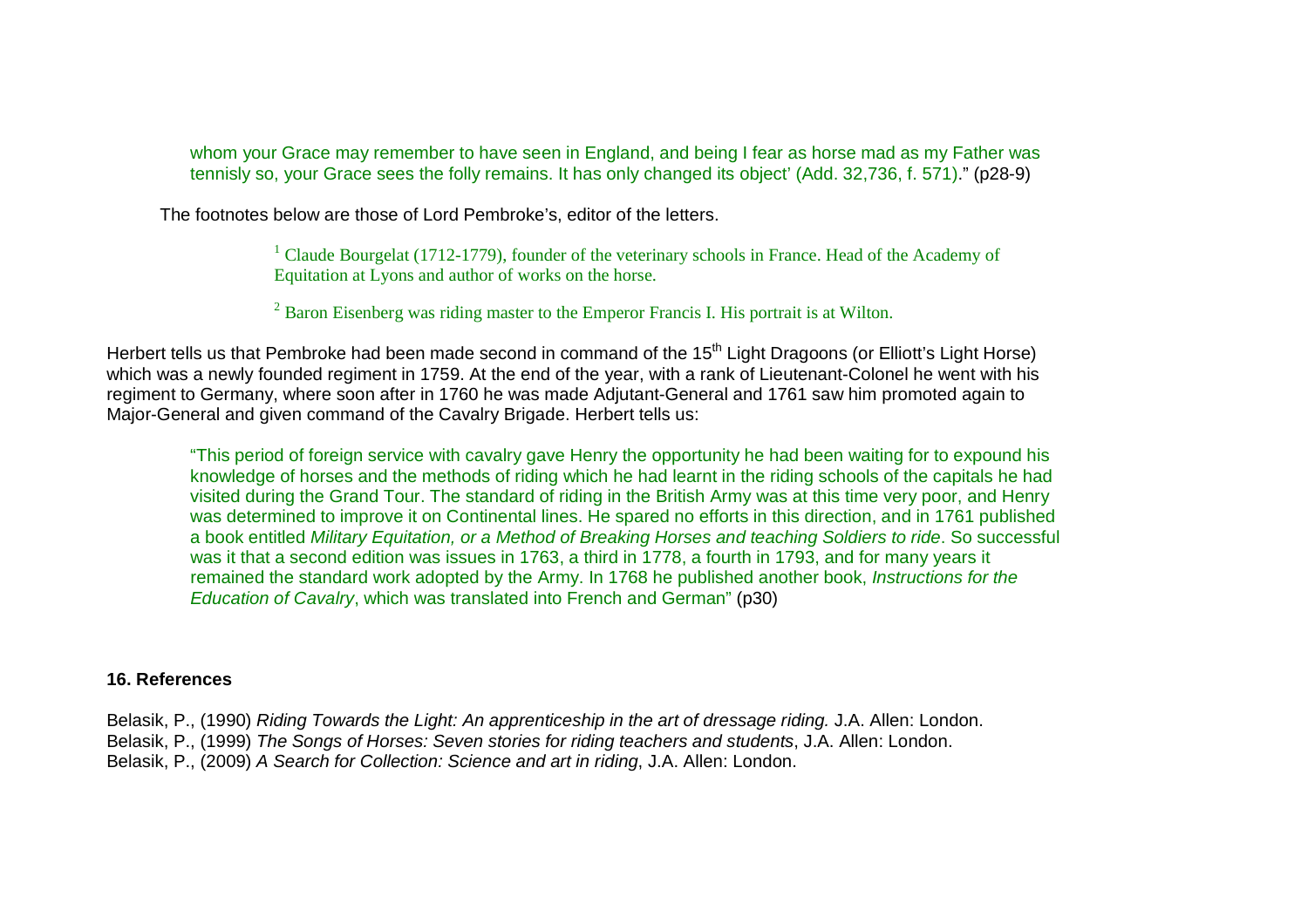> whom your Grace may remember to have seen in England, and being I fear as horse mad as my Father was tennisly so, your Grace sees the folly remains. It has only changed its object' (Add. 32,736, f. 571)." (p28-9)

The footnotes below are those of Lord Pembroke's, editor of the letters.

> [1] Claude Bourgelat (1712-1779), founder of the veterinary schools in France. Head of the Academy of Equitation at Lyons and author of works on the horse.
>
> [2] Baron Eisenberg was riding master to the Emperor Francis I. His portrait is at Wilton.

Herbert tells us that Pembroke had been made second in command of the 15th Light Dragoons (or Elliott's Light Horse) which was a newly founded regiment in 1759. At the end of the year, with a rank of Lieutenant-Colonel he went with his regiment to Germany, where soon after in 1760 he was made Adjutant-General and 1761 saw him promoted again to Major-General and given command of the Cavalry Brigade. Herbert tells us:

> "This period of foreign service with cavalry gave Henry the opportunity he had been waiting for to expound his knowledge of horses and the methods of riding which he had learnt in the riding schools of the capitals he had visited during the Grand Tour. The standard of riding in the British Army was at this time very poor, and Henry was determined to improve it on Continental lines. He spared no efforts in this direction, and in 1761 published a book entitled *Military Equitation, or a Method of Breaking Horses and teaching Soldiers to ride*. So successful was it that a second edition was issues in 1763, a third in 1778, a fourth in 1793, and for many years it remained the standard work adopted by the Army. In 1768 he published another book, *Instructions for the Education of Cavalry*, which was translated into French and German" (p30)

## 16. References

Belasik, P., (1990) *Riding Towards the Light: An apprenticeship in the art of dressage riding.* J.A. Allen: London.
Belasik, P., (1999) *The Songs of Horses: Seven stories for riding teachers and students*, J.A. Allen: London.
Belasik, P., (2009) *A Search for Collection: Science and art in riding*, J.A. Allen: London.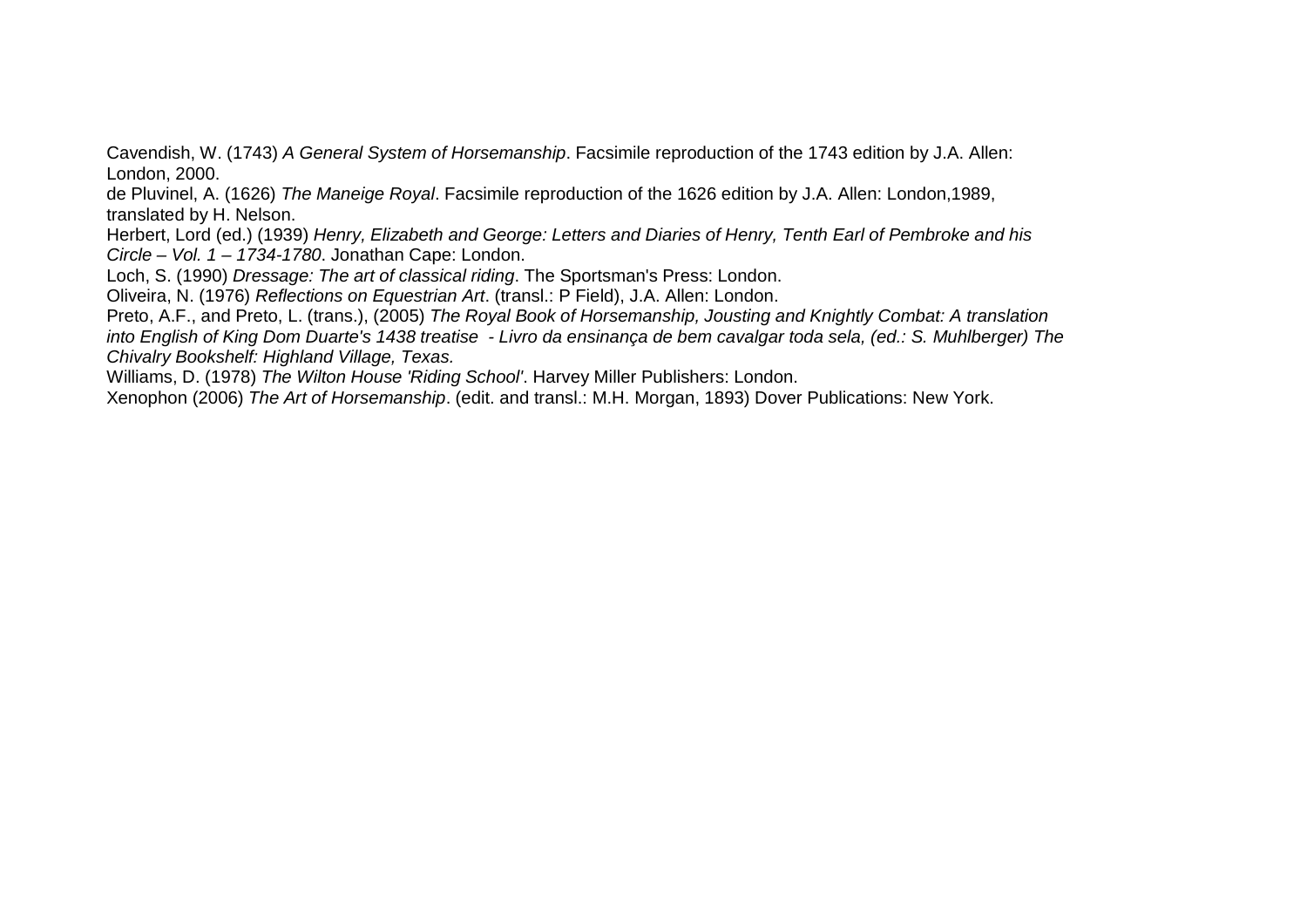Cavendish, W. (1743) *A General System of Horsemanship*. Facsimile reproduction of the 1743 edition by J.A. Allen: London, 2000.

de Pluvinel, A. (1626) *The Maneige Royal*. Facsimile reproduction of the 1626 edition by J.A. Allen: London,1989, translated by H. Nelson.

Herbert, Lord (ed.) (1939) *Henry, Elizabeth and George: Letters and Diaries of Henry, Tenth Earl of Pembroke and his Circle – Vol. 1 – 1734-1780*. Jonathan Cape: London.

Loch, S. (1990) *Dressage: The art of classical riding*. The Sportsman's Press: London.

Oliveira, N. (1976) *Reflections on Equestrian Art*. (transl.: P Field), J.A. Allen: London.

Preto, A.F., and Preto, L. (trans.), (2005) *The Royal Book of Horsemanship, Jousting and Knightly Combat: A translation into English of King Dom Duarte's 1438 treatise - Livro da ensinança de bem cavalgar toda sela, (ed.: S. Muhlberger) The Chivalry Bookshelf: Highland Village, Texas.*

Williams, D. (1978) *The Wilton House 'Riding School'*. Harvey Miller Publishers: London.

Xenophon (2006) *The Art of Horsemanship*. (edit. and transl.: M.H. Morgan, 1893) Dover Publications: New York.